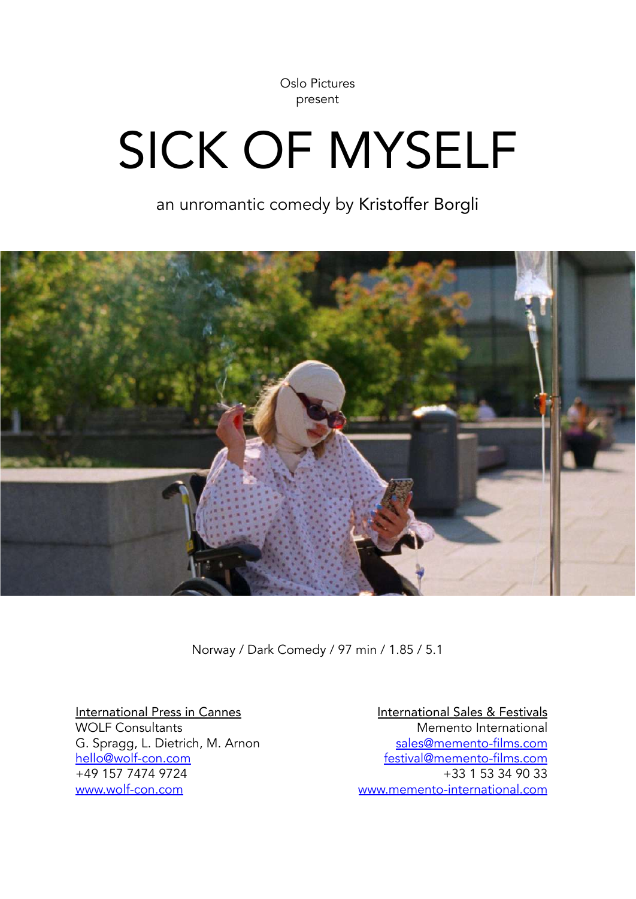Oslo Pictures
present

# SICK OF MYSELF

an unromantic comedy by Kristoffer Borgli

Norway / Dark Comedy / 97 min / 1.85 / 5.1

International Press in Cannes
WOLF Consultants
G. Spragg, L. Dietrich, M. Arnon
hello@wolf-con.com
+49 157 7474 9724
www.wolf-con.com

International Sales & Festivals
Memento International
sales@memento-films.com
festival@memento-films.com
+33 1 53 34 90 33
www.memento-international.com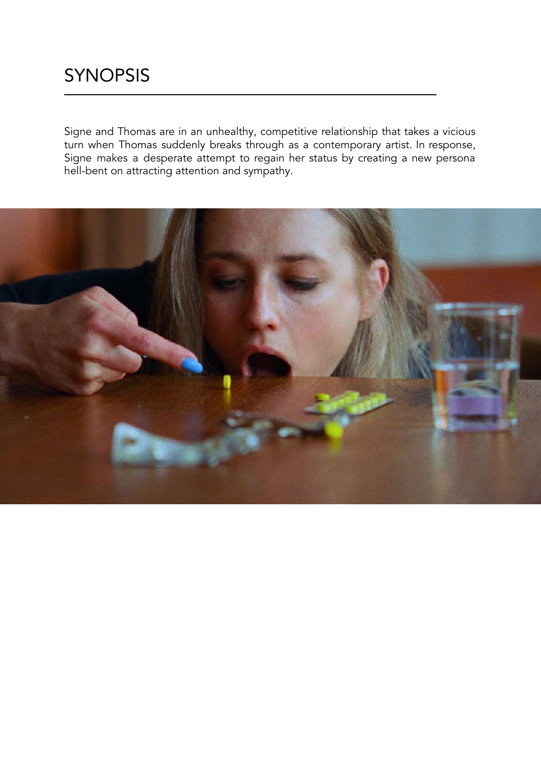# SYNOPSIS

Signe and Thomas are in an unhealthy, competitive relationship that takes a vicious turn when Thomas suddenly breaks through as a contemporary artist. In response, Signe makes a desperate attempt to regain her status by creating a new persona hell-bent on attracting attention and sympathy.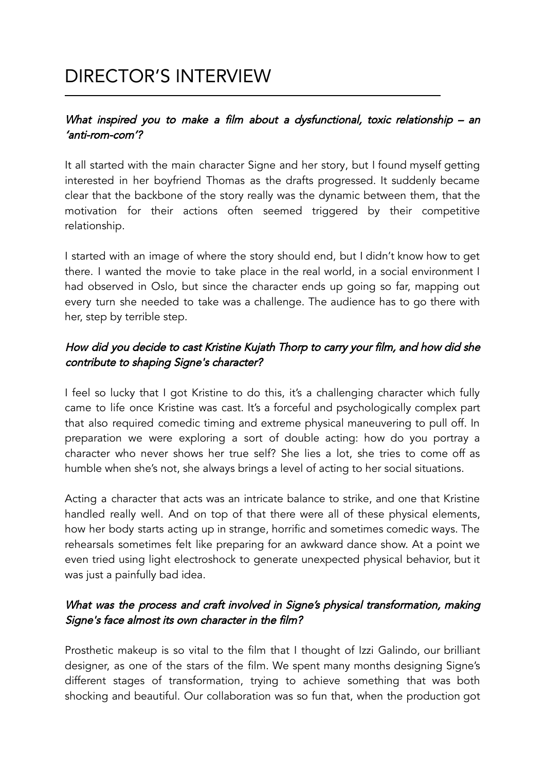# DIRECTOR'S INTERVIEW

*What inspired you to make a film about a dysfunctional, toxic relationship – an 'anti-rom-com'?*

It all started with the main character Signe and her story, but I found myself getting interested in her boyfriend Thomas as the drafts progressed. It suddenly became clear that the backbone of the story really was the dynamic between them, that the motivation for their actions often seemed triggered by their competitive relationship.

I started with an image of where the story should end, but I didn't know how to get there. I wanted the movie to take place in the real world, in a social environment I had observed in Oslo, but since the character ends up going so far, mapping out every turn she needed to take was a challenge. The audience has to go there with her, step by terrible step.

*How did you decide to cast Kristine Kujath Thorp to carry your film, and how did she contribute to shaping Signe's character?*

I feel so lucky that I got Kristine to do this, it's a challenging character which fully came to life once Kristine was cast. It's a forceful and psychologically complex part that also required comedic timing and extreme physical maneuvering to pull off. In preparation we were exploring a sort of double acting: how do you portray a character who never shows her true self? She lies a lot, she tries to come off as humble when she's not, she always brings a level of acting to her social situations.

Acting a character that acts was an intricate balance to strike, and one that Kristine handled really well. And on top of that there were all of these physical elements, how her body starts acting up in strange, horrific and sometimes comedic ways. The rehearsals sometimes felt like preparing for an awkward dance show. At a point we even tried using light electroshock to generate unexpected physical behavior, but it was just a painfully bad idea.

*What was the process and craft involved in Signe's physical transformation, making Signe's face almost its own character in the film?*

Prosthetic makeup is so vital to the film that I thought of Izzi Galindo, our brilliant designer, as one of the stars of the film. We spent many months designing Signe's different stages of transformation, trying to achieve something that was both shocking and beautiful. Our collaboration was so fun that, when the production got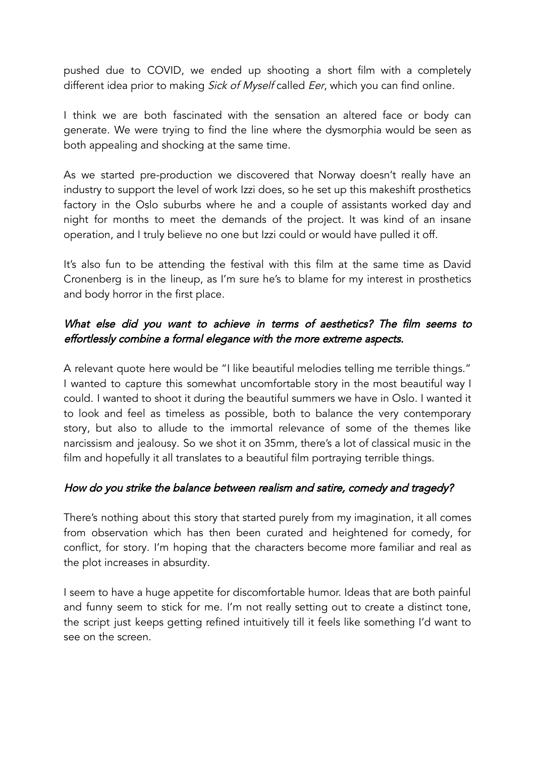pushed due to COVID, we ended up shooting a short film with a completely different idea prior to making *Sick of Myself* called *Eer*, which you can find online.

I think we are both fascinated with the sensation an altered face or body can generate. We were trying to find the line where the dysmorphia would be seen as both appealing and shocking at the same time.

As we started pre-production we discovered that Norway doesn't really have an industry to support the level of work Izzi does, so he set up this makeshift prosthetics factory in the Oslo suburbs where he and a couple of assistants worked day and night for months to meet the demands of the project. It was kind of an insane operation, and I truly believe no one but Izzi could or would have pulled it off.

It's also fun to be attending the festival with this film at the same time as David Cronenberg is in the lineup, as I'm sure he's to blame for my interest in prosthetics and body horror in the first place.

*What else did you want to achieve in terms of aesthetics? The film seems to effortlessly combine a formal elegance with the more extreme aspects.*

A relevant quote here would be "I like beautiful melodies telling me terrible things." I wanted to capture this somewhat uncomfortable story in the most beautiful way I could. I wanted to shoot it during the beautiful summers we have in Oslo. I wanted it to look and feel as timeless as possible, both to balance the very contemporary story, but also to allude to the immortal relevance of some of the themes like narcissism and jealousy. So we shot it on 35mm, there's a lot of classical music in the film and hopefully it all translates to a beautiful film portraying terrible things.

*How do you strike the balance between realism and satire, comedy and tragedy?*

There's nothing about this story that started purely from my imagination, it all comes from observation which has then been curated and heightened for comedy, for conflict, for story. I'm hoping that the characters become more familiar and real as the plot increases in absurdity.

I seem to have a huge appetite for discomfortable humor. Ideas that are both painful and funny seem to stick for me. I'm not really setting out to create a distinct tone, the script just keeps getting refined intuitively till it feels like something I'd want to see on the screen.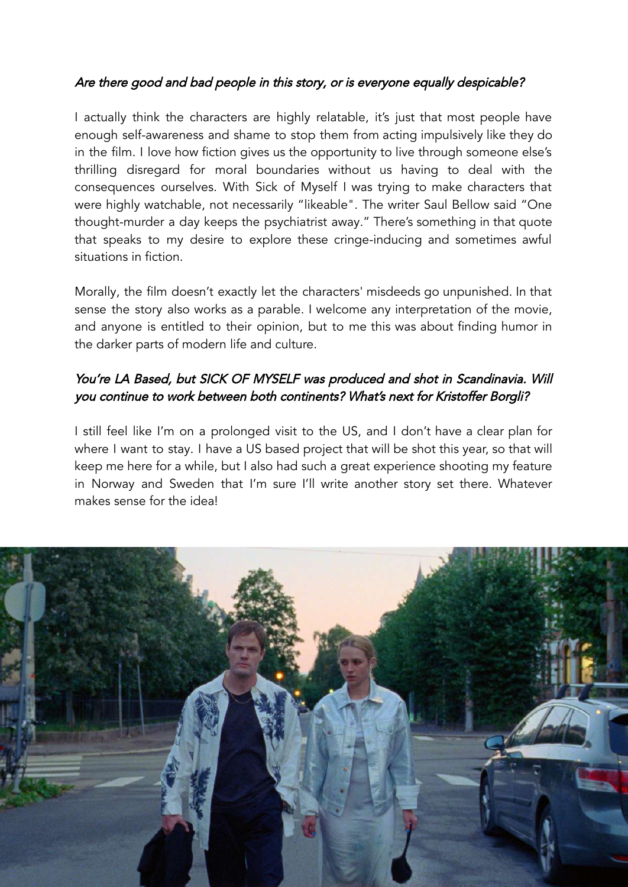*Are there good and bad people in this story, or is everyone equally despicable?*

I actually think the characters are highly relatable, it's just that most people have enough self-awareness and shame to stop them from acting impulsively like they do in the film. I love how fiction gives us the opportunity to live through someone else's thrilling disregard for moral boundaries without us having to deal with the consequences ourselves. With Sick of Myself I was trying to make characters that were highly watchable, not necessarily "likeable". The writer Saul Bellow said "One thought-murder a day keeps the psychiatrist away." There's something in that quote that speaks to my desire to explore these cringe-inducing and sometimes awful situations in fiction.

Morally, the film doesn't exactly let the characters' misdeeds go unpunished. In that sense the story also works as a parable. I welcome any interpretation of the movie, and anyone is entitled to their opinion, but to me this was about finding humor in the darker parts of modern life and culture.

*You're LA Based, but SICK OF MYSELF was produced and shot in Scandinavia. Will you continue to work between both continents? What's next for Kristoffer Borgli?*

I still feel like I'm on a prolonged visit to the US, and I don't have a clear plan for where I want to stay. I have a US based project that will be shot this year, so that will keep me here for a while, but I also had such a great experience shooting my feature in Norway and Sweden that I'm sure I'll write another story set there. Whatever makes sense for the idea!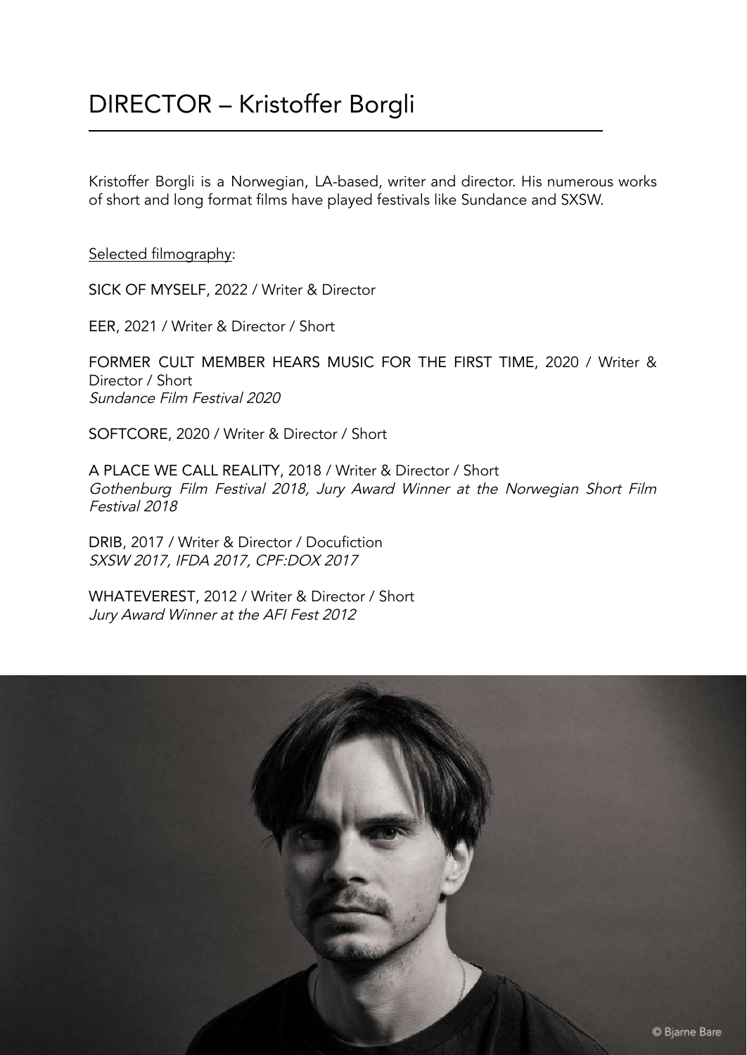# DIRECTOR – Kristoffer Borgli

Kristoffer Borgli is a Norwegian, LA-based, writer and director. His numerous works of short and long format films have played festivals like Sundance and SXSW.

Selected filmography:

SICK OF MYSELF, 2022 / Writer & Director

EER, 2021 / Writer & Director / Short

FORMER CULT MEMBER HEARS MUSIC FOR THE FIRST TIME, 2020 / Writer & Director / Short
*Sundance Film Festival 2020*

SOFTCORE, 2020 / Writer & Director / Short

A PLACE WE CALL REALITY, 2018 / Writer & Director / Short
*Gothenburg Film Festival 2018, Jury Award Winner at the Norwegian Short Film Festival 2018*

DRIB, 2017 / Writer & Director / Docufiction
*SXSW 2017, IFDA 2017, CPF:DOX 2017*

WHATEVEREST, 2012 / Writer & Director / Short
*Jury Award Winner at the AFI Fest 2012*

© Bjarne Bare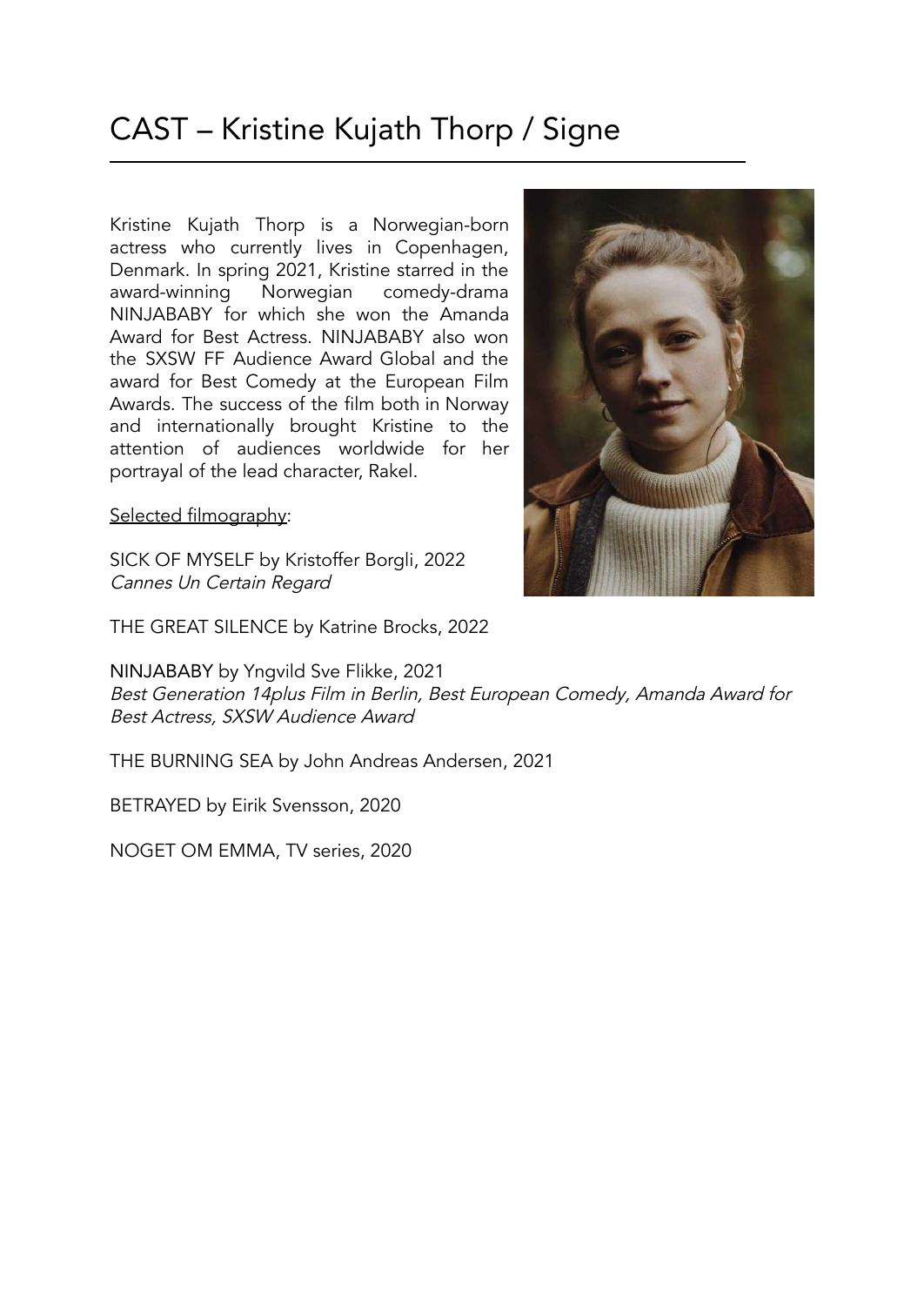# CAST – Kristine Kujath Thorp / Signe

Kristine Kujath Thorp is a Norwegian-born actress who currently lives in Copenhagen, Denmark. In spring 2021, Kristine starred in the award-winning Norwegian comedy-drama NINJABABY for which she won the Amanda Award for Best Actress. NINJABABY also won the SXSW FF Audience Award Global and the award for Best Comedy at the European Film Awards. The success of the film both in Norway and internationally brought Kristine to the attention of audiences worldwide for her portrayal of the lead character, Rakel.

Selected filmography:

SICK OF MYSELF by Kristoffer Borgli, 2022
*Cannes Un Certain Regard*

THE GREAT SILENCE by Katrine Brocks, 2022

NINJABABY by Yngvild Sve Flikke, 2021
*Best Generation 14plus Film in Berlin, Best European Comedy, Amanda Award for Best Actress, SXSW Audience Award*

THE BURNING SEA by John Andreas Andersen, 2021

BETRAYED by Eirik Svensson, 2020

NOGET OM EMMA, TV series, 2020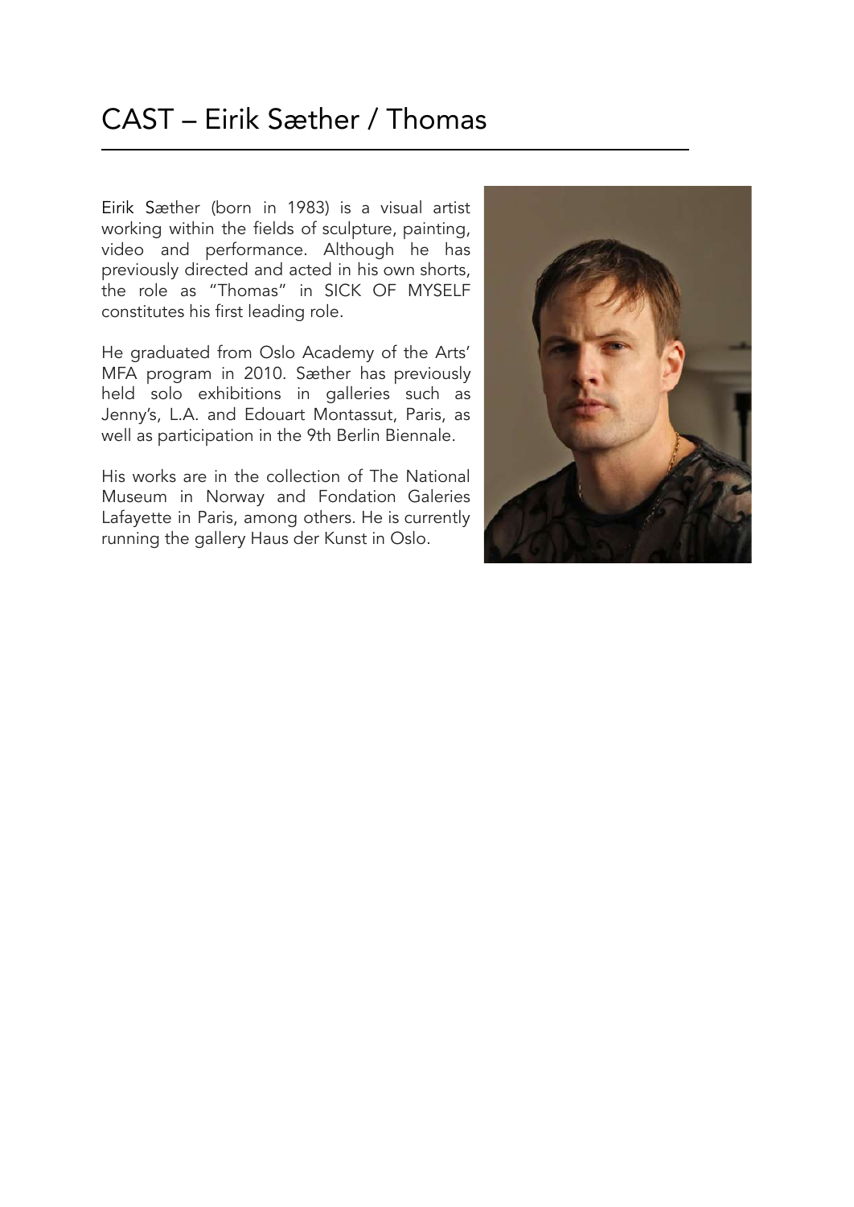# CAST – Eirik Sæther / Thomas

Eirik Sæther (born in 1983) is a visual artist working within the fields of sculpture, painting, video and performance. Although he has previously directed and acted in his own shorts, the role as "Thomas" in SICK OF MYSELF constitutes his first leading role.

He graduated from Oslo Academy of the Arts' MFA program in 2010. Sæther has previously held solo exhibitions in galleries such as Jenny's, L.A. and Edouart Montassut, Paris, as well as participation in the 9th Berlin Biennale.

His works are in the collection of The National Museum in Norway and Fondation Galeries Lafayette in Paris, among others. He is currently running the gallery Haus der Kunst in Oslo.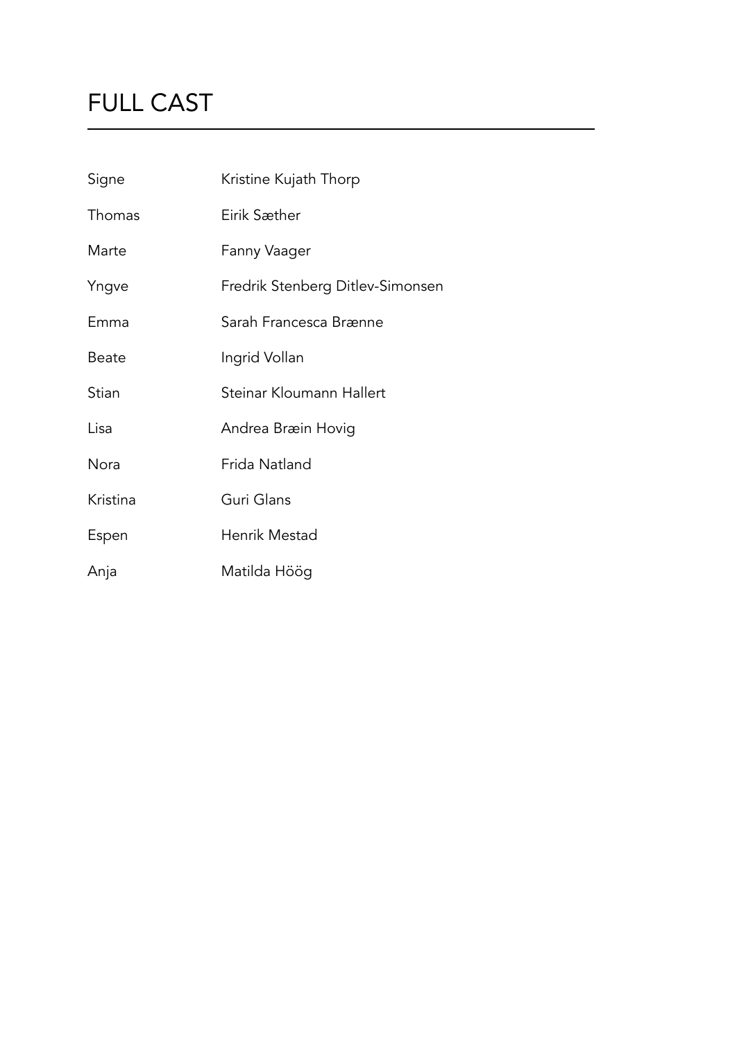# FULL CAST

| | |
|---|---|
| Signe | Kristine Kujath Thorp |
| Thomas | Eirik Sæther |
| Marte | Fanny Vaager |
| Yngve | Fredrik Stenberg Ditlev-Simonsen |
| Emma | Sarah Francesca Brænne |
| Beate | Ingrid Vollan |
| Stian | Steinar Kloumann Hallert |
| Lisa | Andrea Bræin Hovig |
| Nora | Frida Natland |
| Kristina | Guri Glans |
| Espen | Henrik Mestad |
| Anja | Matilda Höög |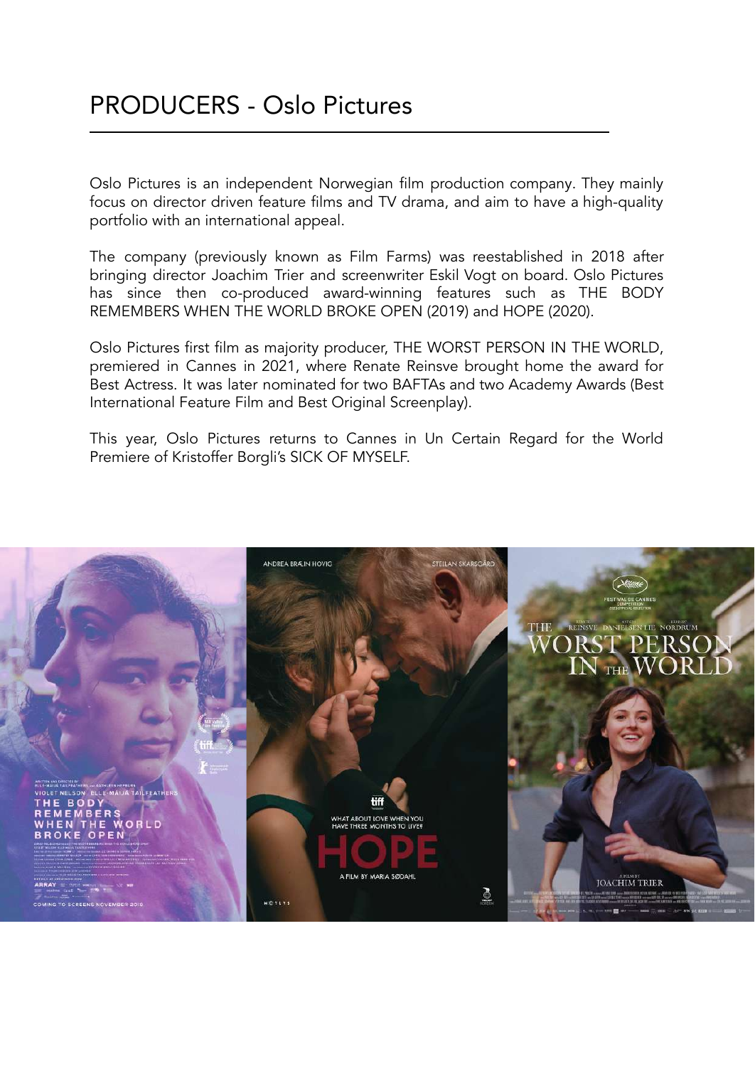# PRODUCERS - Oslo Pictures

Oslo Pictures is an independent Norwegian film production company. They mainly focus on director driven feature films and TV drama, and aim to have a high-quality portfolio with an international appeal.

The company (previously known as Film Farms) was reestablished in 2018 after bringing director Joachim Trier and screenwriter Eskil Vogt on board. Oslo Pictures has since then co-produced award-winning features such as THE BODY REMEMBERS WHEN THE WORLD BROKE OPEN (2019) and HOPE (2020).

Oslo Pictures first film as majority producer, THE WORST PERSON IN THE WORLD, premiered in Cannes in 2021, where Renate Reinsve brought home the award for Best Actress. It was later nominated for two BAFTAs and two Academy Awards (Best International Feature Film and Best Original Screenplay).

This year, Oslo Pictures returns to Cannes in Un Certain Regard for the World Premiere of Kristoffer Borgli's SICK OF MYSELF.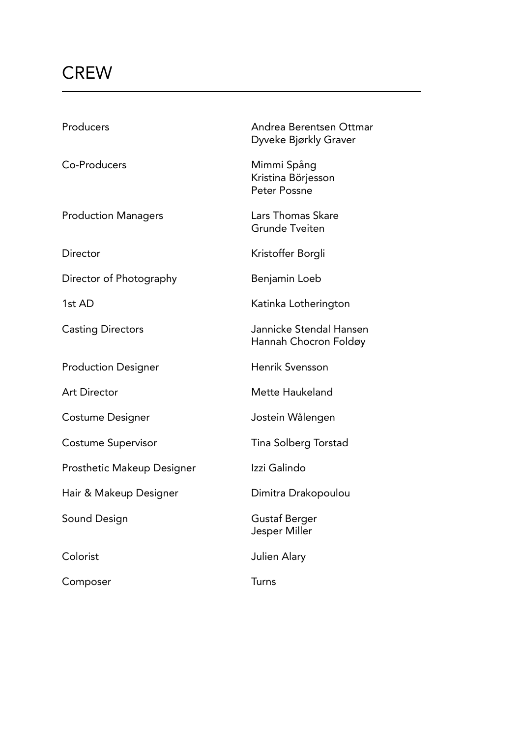# CREW

| | |
|---|---|
| Producers | Andrea Berentsen Ottmar<br>Dyveke Bjørkly Graver |
| Co-Producers | Mimmi Spång<br>Kristina Börjesson<br>Peter Possne |
| Production Managers | Lars Thomas Skare<br>Grunde Tveiten |
| Director | Kristoffer Borgli |
| Director of Photography | Benjamin Loeb |
| 1st AD | Katinka Lotherington |
| Casting Directors | Jannicke Stendal Hansen<br>Hannah Chocron Foldøy |
| Production Designer | Henrik Svensson |
| Art Director | Mette Haukeland |
| Costume Designer | Jostein Wålengen |
| Costume Supervisor | Tina Solberg Torstad |
| Prosthetic Makeup Designer | Izzi Galindo |
| Hair & Makeup Designer | Dimitra Drakopoulou |
| Sound Design | Gustaf Berger<br>Jesper Miller |
| Colorist | Julien Alary |
| Composer | Turns |